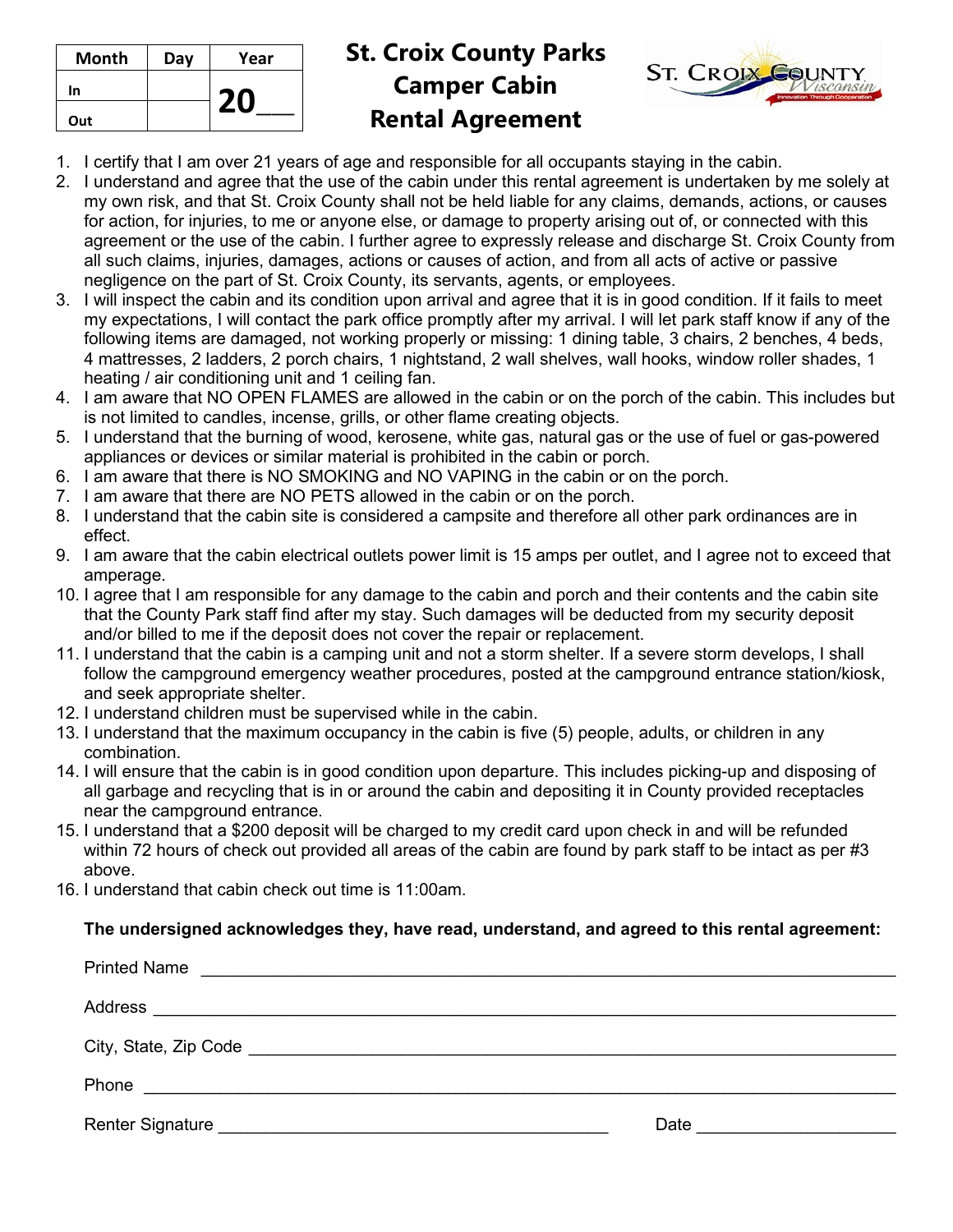| Month | Day | Year |
|---|---|---|
| In | | 20___ |
| Out | | |

# St. Croix County Parks Camper Cabin Rental Agreement

1. I certify that I am over 21 years of age and responsible for all occupants staying in the cabin.
2. I understand and agree that the use of the cabin under this rental agreement is undertaken by me solely at my own risk, and that St. Croix County shall not be held liable for any claims, demands, actions, or causes for action, for injuries, to me or anyone else, or damage to property arising out of, or connected with this agreement or the use of the cabin. I further agree to expressly release and discharge St. Croix County from all such claims, injuries, damages, actions or causes of action, and from all acts of active or passive negligence on the part of St. Croix County, its servants, agents, or employees.
3. I will inspect the cabin and its condition upon arrival and agree that it is in good condition. If it fails to meet my expectations, I will contact the park office promptly after my arrival. I will let park staff know if any of the following items are damaged, not working properly or missing: 1 dining table, 3 chairs, 2 benches, 4 beds, 4 mattresses, 2 ladders, 2 porch chairs, 1 nightstand, 2 wall shelves, wall hooks, window roller shades, 1 heating / air conditioning unit and 1 ceiling fan.
4. I am aware that NO OPEN FLAMES are allowed in the cabin or on the porch of the cabin. This includes but is not limited to candles, incense, grills, or other flame creating objects.
5. I understand that the burning of wood, kerosene, white gas, natural gas or the use of fuel or gas-powered appliances or devices or similar material is prohibited in the cabin or porch.
6. I am aware that there is NO SMOKING and NO VAPING in the cabin or on the porch.
7. I am aware that there are NO PETS allowed in the cabin or on the porch.
8. I understand that the cabin site is considered a campsite and therefore all other park ordinances are in effect.
9. I am aware that the cabin electrical outlets power limit is 15 amps per outlet, and I agree not to exceed that amperage.
10. I agree that I am responsible for any damage to the cabin and porch and their contents and the cabin site that the County Park staff find after my stay. Such damages will be deducted from my security deposit and/or billed to me if the deposit does not cover the repair or replacement.
11. I understand that the cabin is a camping unit and not a storm shelter. If a severe storm develops, I shall follow the campground emergency weather procedures, posted at the campground entrance station/kiosk, and seek appropriate shelter.
12. I understand children must be supervised while in the cabin.
13. I understand that the maximum occupancy in the cabin is five (5) people, adults, or children in any combination.
14. I will ensure that the cabin is in good condition upon departure. This includes picking-up and disposing of all garbage and recycling that is in or around the cabin and depositing it in County provided receptacles near the campground entrance.
15. I understand that a $200 deposit will be charged to my credit card upon check in and will be refunded within 72 hours of check out provided all areas of the cabin are found by park staff to be intact as per #3 above.
16. I understand that cabin check out time is 11:00am.

**The undersigned acknowledges they, have read, understand, and agreed to this rental agreement:**

Printed Name ______________________________________________________________

Address ___________________________________________________________________

City, State, Zip Code __________________________________________________________

Phone ____________________________________________________________________

Renter Signature ________________________________ Date ____________________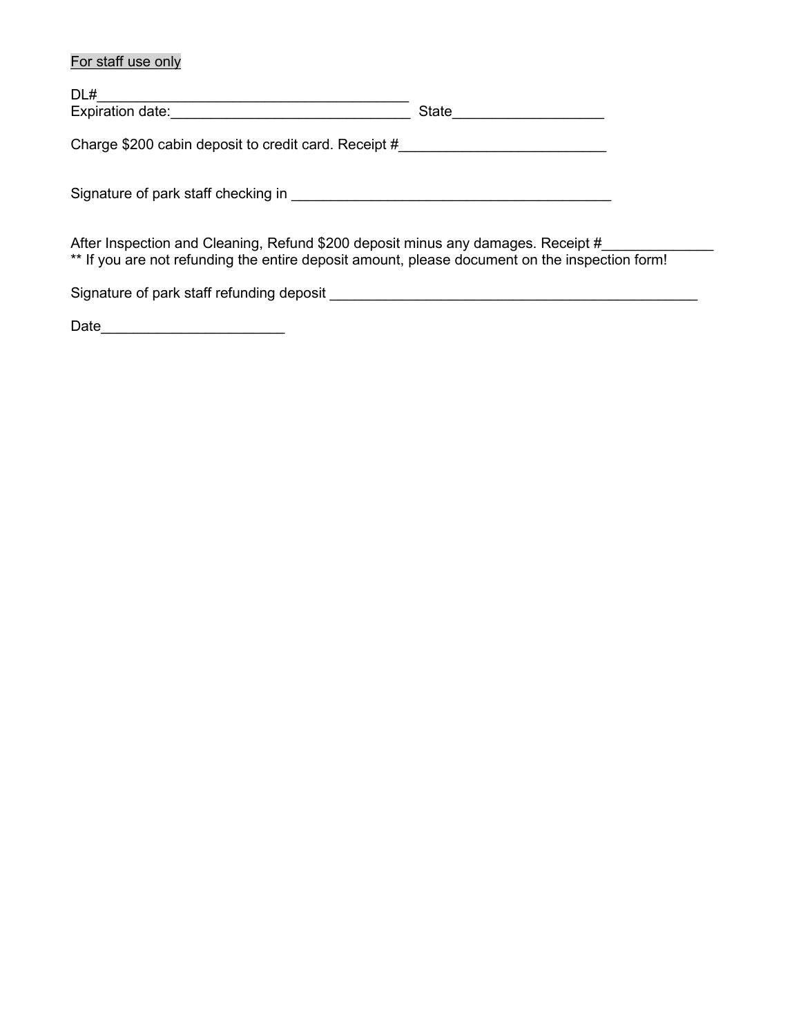For staff use only

DL#_______________________________________
Expiration date:______________________________ State__________________

Charge $200 cabin deposit to credit card. Receipt #_________________________

Signature of park staff checking in ________________________________________

After Inspection and Cleaning, Refund $200 deposit minus any damages. Receipt #_____________
** If you are not refunding the entire deposit amount, please document on the inspection form!

Signature of park staff refunding deposit ________________________________________________

Date______________________